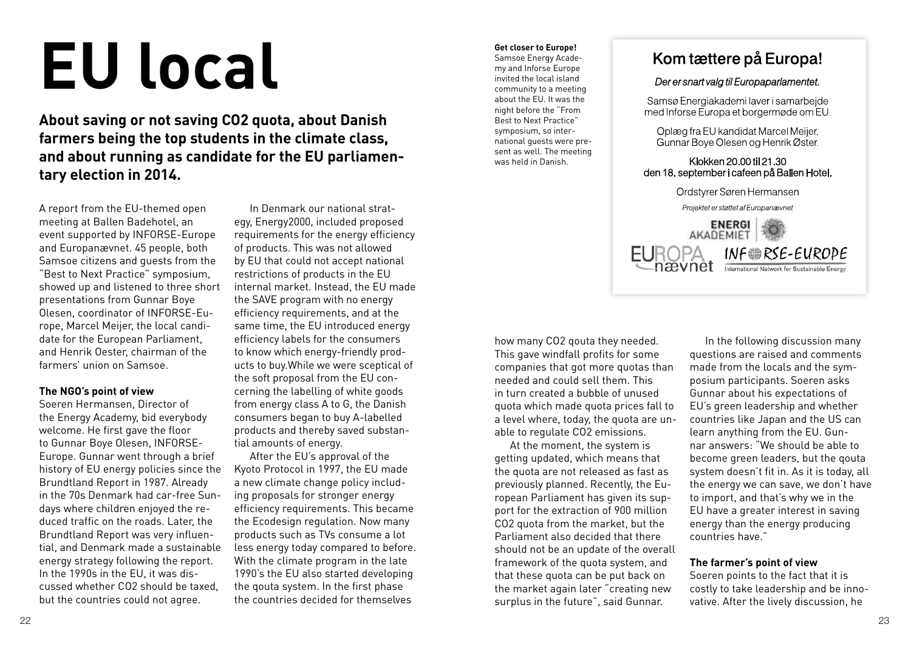# EU local

**About saving or not saving CO2 quota, about Danish farmers being the top students in the climate class, and about running as candidate for the EU parliamentary election in 2014.**

A report from the EU-themed open meeting at Ballen Badehotel, an event supported by INFORSE-Europe and Europanævnet. 45 people, both Samsoe citizens and guests from the "Best to Next Practice" symposium, showed up and listened to three short presentations from Gunnar Boye Olesen, coordinator of INFORSE-Europe, Marcel Meijer, the local candidate for the European Parliament, and Henrik Oester, chairman of the farmers' union on Samsoe.

**The NGO's point of view**

Soeren Hermansen, Director of the Energy Academy, bid everybody welcome. He first gave the floor to Gunnar Boye Olesen, INFORSE-Europe. Gunnar went through a brief history of EU energy policies since the Brundtland Report in 1987. Already in the 70s Denmark had car-free Sundays where children enjoyed the reduced traffic on the roads. Later, the Brundtland Report was very influential, and Denmark made a sustainable energy strategy following the report. In the 1990s in the EU, it was discussed whether CO2 should be taxed, but the countries could not agree.

In Denmark our national strategy, Energy2000, included proposed requirements for the energy efficiency of products. This was not allowed by EU that could not accept national restrictions of products in the EU internal market. Instead, the EU made the SAVE program with no energy efficiency requirements, and at the same time, the EU introduced energy efficiency labels for the consumers to know which energy-friendly products to buy.While we were sceptical of the soft proposal from the EU concerning the labelling of white goods from energy class A to G, the Danish consumers began to buy A-labelled products and thereby saved substantial amounts of energy.

After the EU's approval of the Kyoto Protocol in 1997, the EU made a new climate change policy including proposals for stronger energy efficiency requirements. This became the Ecodesign regulation. Now many products such as TVs consume a lot less energy today compared to before. With the climate program in the late 1990's the EU also started developing the qouta system. In the first phase the countries decided for themselves how many CO2 qouta they needed. This gave windfall profits for some companies that got more quotas than needed and could sell them. This in turn created a bubble of unused quota which made quota prices fall to a level where, today, the quota are unable to regulate CO2 emissions.

At the moment, the system is getting updated, which means that the quota are not released as fast as previously planned. Recently, the European Parliament has given its support for the extraction of 900 million CO2 quota from the market, but the Parliament also decided that there should not be an update of the overall framework of the quota system, and that these quota can be put back on the market again later "creating new surplus in the future", said Gunnar.

In the following discussion many questions are raised and comments made from the locals and the symposium participants. Soeren asks Gunnar about his expectations of EU's green leadership and whether countries like Japan and the US can learn anything from the EU. Gunnar answers: "We should be able to become green leaders, but the qouta system doesn't fit in. As it is today, all the energy we can save, we don't have to import, and that's why we in the EU have a greater interest in saving energy than the energy producing countries have."

**The farmer's point of view**

Soeren points to the fact that it is costly to take leadership and be innovative. After the lively discussion, he

**Get closer to Europe!**
Samsoe Energy Academy and Inforse Europe invited the local island community to a meeting about the EU. It was the night before the "From Best to Next Practice" symposium, so international guests were present as well. The meeting was held in Danish.

**Kom tættere på Europa!**

*Der er snart valg til Europaparlamentet.*

Samsø Energiakademi laver i samarbejde med Inforse Europa et borgermøde om EU.

Oplæg fra EU kandidat Marcel Meijer, Gunnar Boye Olesen og Henrik Øster.

**Klokken 20.00 til 21.30 den 18. september i cafeen på Ballen Hotel.**

Ordstyrer Søren Hermansen

*Projektet er støttet af Europanævnet*

ENERGI AKADEMIET | EUROPA nævnet | INFORSE-EUROPE International Network for Sustainable Energy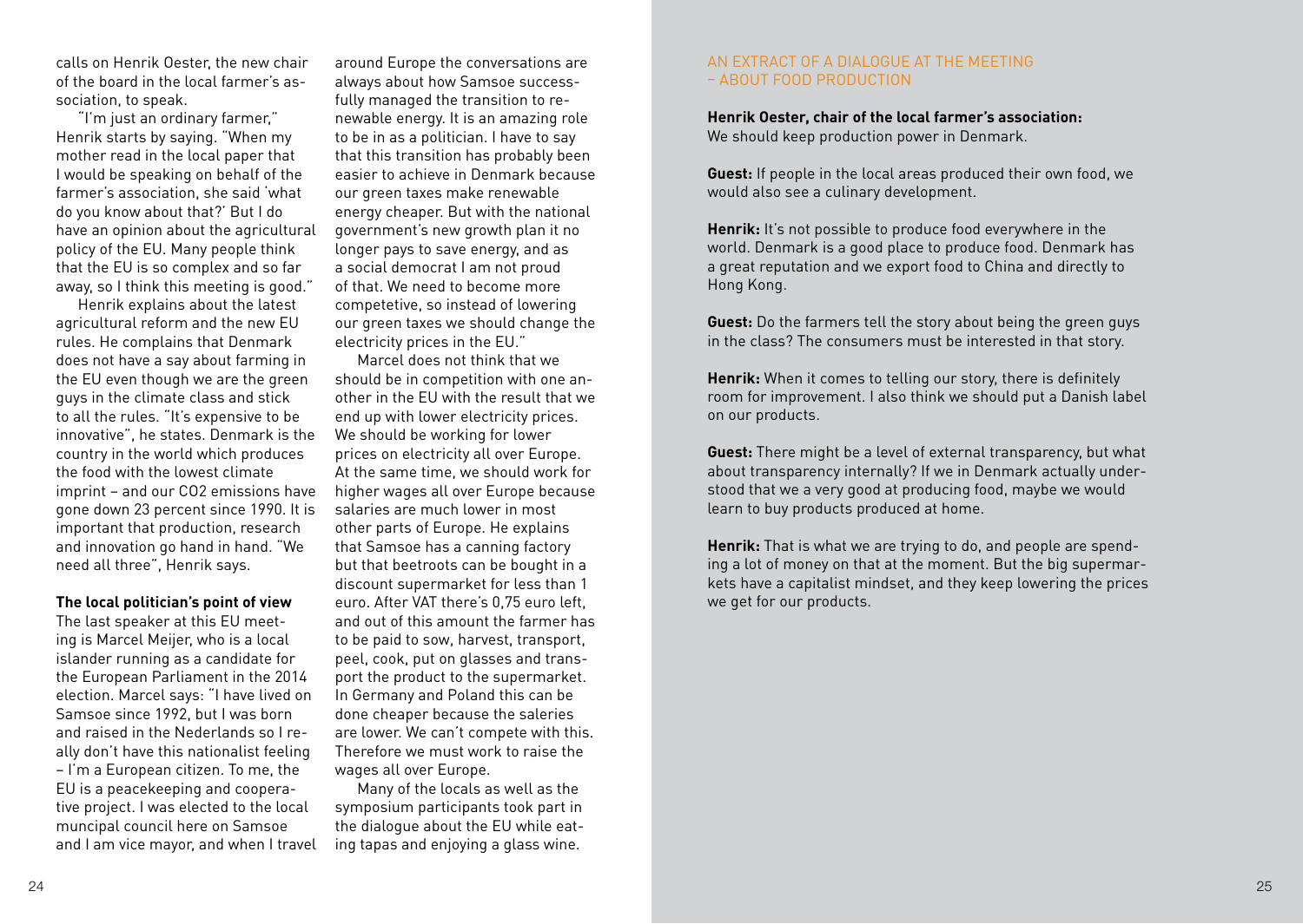calls on Henrik Oester, the new chair of the board in the local farmer's association, to speak.

"I'm just an ordinary farmer," Henrik starts by saying. "When my mother read in the local paper that I would be speaking on behalf of the farmer's association, she said 'what do you know about that?' But I do have an opinion about the agricultural policy of the EU. Many people think that the EU is so complex and so far away, so I think this meeting is good."

Henrik explains about the latest agricultural reform and the new EU rules. He complains that Denmark does not have a say about farming in the EU even though we are the green guys in the climate class and stick to all the rules. "It's expensive to be innovative", he states. Denmark is the country in the world which produces the food with the lowest climate imprint – and our $CO_2$ emissions have gone down 23 percent since 1990. It is important that production, research and innovation go hand in hand. "We need all three", Henrik says.

**The local politician's point of view**

The last speaker at this EU meeting is Marcel Meijer, who is a local islander running as a candidate for the European Parliament in the 2014 election. Marcel says: "I have lived on Samsoe since 1992, but I was born and raised in the Nederlands so I really don't have this nationalist feeling – I'm a European citizen. To me, the EU is a peacekeeping and cooperative project. I was elected to the local muncipal council here on Samsoe and I am vice mayor, and when I travel around Europe the conversations are always about how Samsoe successfully managed the transition to renewable energy. It is an amazing role to be in as a politician. I have to say that this transition has probably been easier to achieve in Denmark because our green taxes make renewable energy cheaper. But with the national government's new growth plan it no longer pays to save energy, and as a social democrat I am not proud of that. We need to become more competetive, so instead of lowering our green taxes we should change the electricity prices in the EU."

Marcel does not think that we should be in competition with one another in the EU with the result that we end up with lower electricity prices. We should be working for lower prices on electricity all over Europe. At the same time, we should work for higher wages all over Europe because salaries are much lower in most other parts of Europe. He explains that Samsoe has a canning factory but that beetroots can be bought in a discount supermarket for less than 1 euro. After VAT there's 0,75 euro left, and out of this amount the farmer has to be paid to sow, harvest, transport, peel, cook, put on glasses and transport the product to the supermarket. In Germany and Poland this can be done cheaper because the saleries are lower. We can't compete with this. Therefore we must work to raise the wages all over Europe.

Many of the locals as well as the symposium participants took part in the dialogue about the EU while eating tapas and enjoying a glass wine.

## AN EXTRACT OF A DIALOGUE AT THE MEETING – ABOUT FOOD PRODUCTION

**Henrik Oester, chair of the local farmer's association:** We should keep production power in Denmark.

**Guest:** If people in the local areas produced their own food, we would also see a culinary development.

**Henrik:** It's not possible to produce food everywhere in the world. Denmark is a good place to produce food. Denmark has a great reputation and we export food to China and directly to Hong Kong.

**Guest:** Do the farmers tell the story about being the green guys in the class? The consumers must be interested in that story.

**Henrik:** When it comes to telling our story, there is definitely room for improvement. I also think we should put a Danish label on our products.

**Guest:** There might be a level of external transparency, but what about transparency internally? If we in Denmark actually understood that we a very good at producing food, maybe we would learn to buy products produced at home.

**Henrik:** That is what we are trying to do, and people are spending a lot of money on that at the moment. But the big supermarkets have a capitalist mindset, and they keep lowering the prices we get for our products.